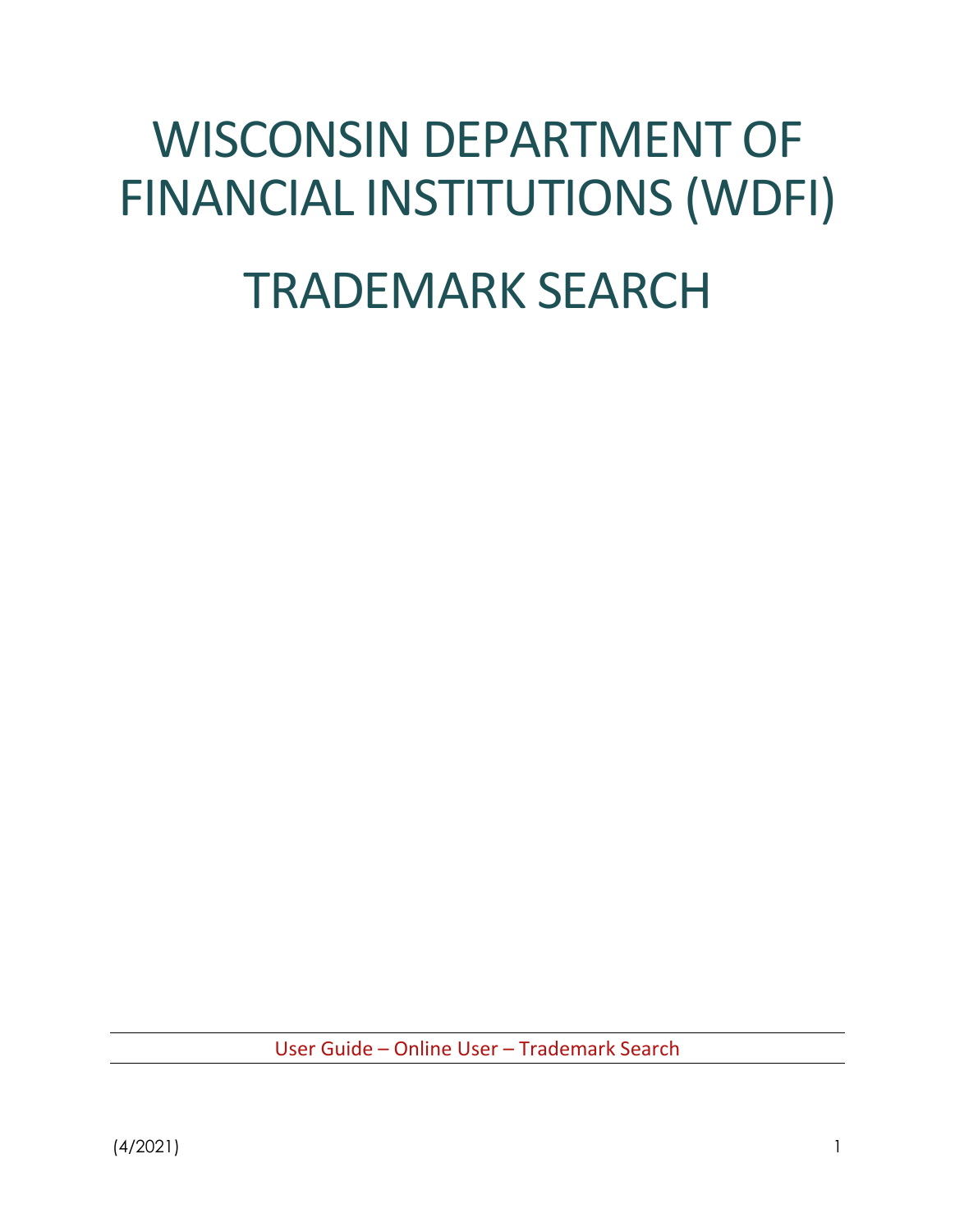# WISCONSIN DEPARTMENT OF FINANCIAL INSTITUTIONS (WDFI)

# TRADEMARK SEARCH

User Guide – Online User – Trademark Search

(4/2021)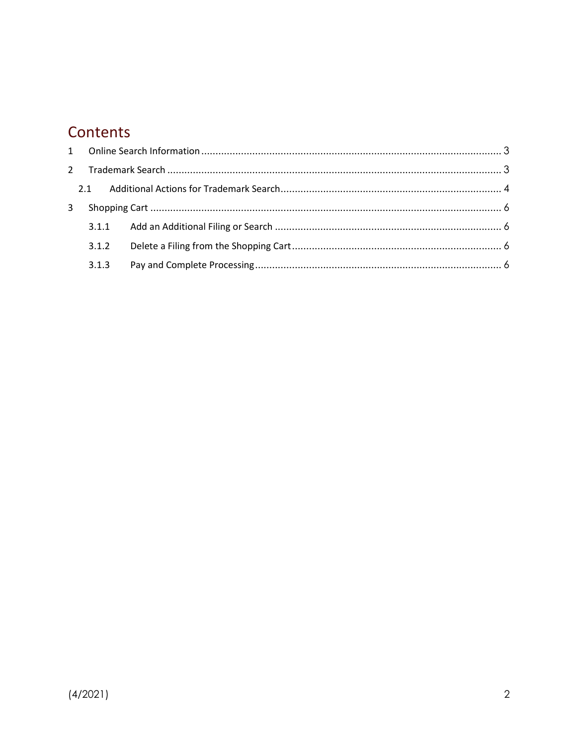# Contents

1 Online Search Information ........................................................................................................ 3

2 Trademark Search .................................................................................................................... 3

 2.1 Additional Actions for Trademark Search ............................................................................ 4

3 Shopping Cart ........................................................................................................................... 6

  3.1.1 Add an Additional Filing or Search ................................................................................ 6

  3.1.2 Delete a Filing from the Shopping Cart ......................................................................... 6

  3.1.3 Pay and Complete Processing ....................................................................................... 6

(4/2021)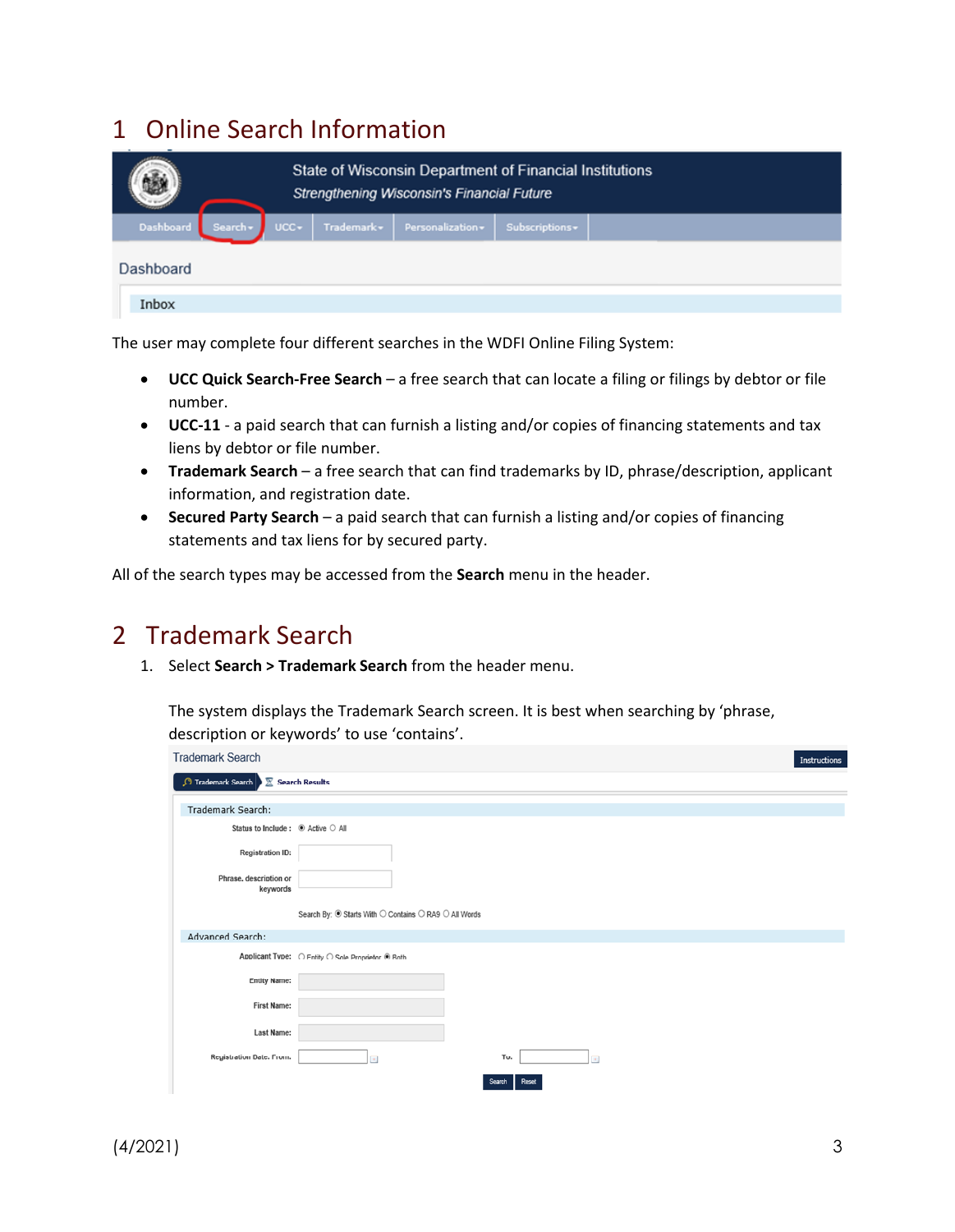# 1 Online Search Information

The user may complete four different searches in the WDFI Online Filing System:

- **UCC Quick Search-Free Search** – a free search that can locate a filing or filings by debtor or file number.
- **UCC-11** - a paid search that can furnish a listing and/or copies of financing statements and tax liens by debtor or file number.
- **Trademark Search** – a free search that can find trademarks by ID, phrase/description, applicant information, and registration date.
- **Secured Party Search** – a paid search that can furnish a listing and/or copies of financing statements and tax liens for by secured party.

All of the search types may be accessed from the **Search** menu in the header.

# 2 Trademark Search

1. Select **Search > Trademark Search** from the header menu.

   The system displays the Trademark Search screen. It is best when searching by 'phrase, description or keywords' to use 'contains'.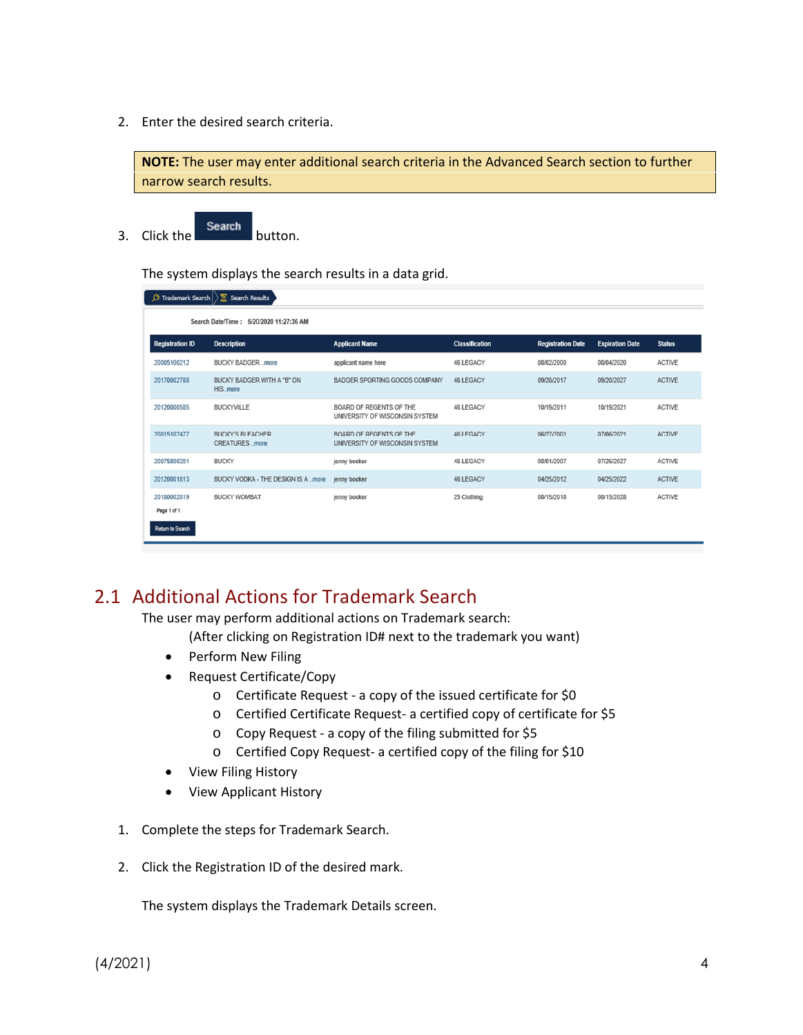2. Enter the desired search criteria.

> **NOTE:** The user may enter additional search criteria in the Advanced Search section to further narrow search results.

3. Click the **Search** button.

   The system displays the search results in a data grid.

Trademark Search > Search Results

Search Date/Time : 5/20/2020 11:27:36 AM

| Registration ID | Description | Applicant Name | Classification | Registration Date | Expiration Date | Status |
|---|---|---|---|---|---|---|
| 20005100212 | BUCKY BADGER ...more | applicant name here | 46 LEGACY | 08/02/2000 | 08/04/2020 | ACTIVE |
| 20170002788 | BUCKY BADGER WITH A "B" ON HIS...more | BADGER SPORTING GOODS COMPANY | 46 LEGACY | 09/20/2017 | 09/20/2027 | ACTIVE |
| 20120000585 | BUCKYVILLE | BOARD OF REGENTS OF THE UNIVERSITY OF WISCONSIN SYSTEM | 46 LEGACY | 10/19/2011 | 10/19/2021 | ACTIVE |
| 20015102477 | BUCKY'S BLEACHER CREATURES ...more | BOARD OF REGENTS OF THE UNIVERSITY OF WISCONSIN SYSTEM | 46 LEGACY | 06/27/2001 | 07/06/2021 | ACTIVE |
| 20075800201 | BUCKY | jenny booker | 46 LEGACY | 08/01/2007 | 07/26/2027 | ACTIVE |
| 20120001813 | BUCKY VODKA - THE DESIGN IS A ...more | jenny booker | 46 LEGACY | 04/25/2012 | 04/25/2022 | ACTIVE |
| 20180002819 | BUCKY WOMBAT | jenny booker | 25 Clothing | 08/15/2018 | 08/15/2028 | ACTIVE |

Page 1 of 1

Return to Search

## 2.1 Additional Actions for Trademark Search

The user may perform additional actions on Trademark search:

(After clicking on Registration ID# next to the trademark you want)

- Perform New Filing
- Request Certificate/Copy
  - Certificate Request - a copy of the issued certificate for $0
  - Certified Certificate Request- a certified copy of certificate for $5
  - Copy Request - a copy of the filing submitted for $5
  - Certified Copy Request- a certified copy of the filing for $10
- View Filing History
- View Applicant History

1. Complete the steps for Trademark Search.

2. Click the Registration ID of the desired mark.

   The system displays the Trademark Details screen.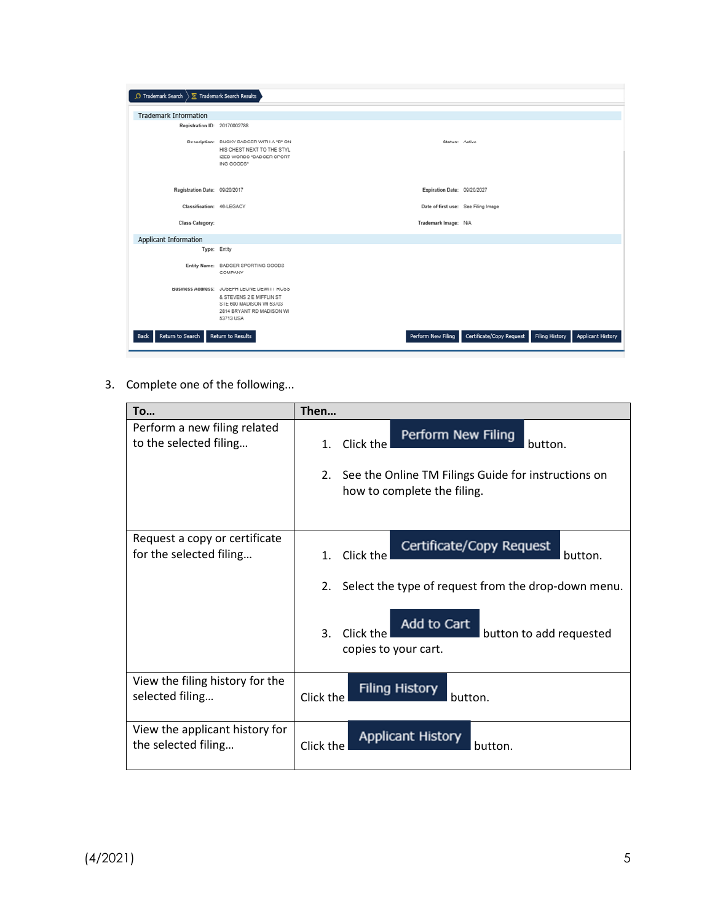3. Complete one of the following...

| To... | Then... |
| --- | --- |
| Perform a new filing related to the selected filing... | 1. Click the **Perform New Filing** button.<br>2. See the Online TM Filings Guide for instructions on how to complete the filing. |
| Request a copy or certificate for the selected filing... | 1. Click the **Certificate/Copy Request** button.<br>2. Select the type of request from the drop-down menu.<br>3. Click the **Add to Cart** button to add requested copies to your cart. |
| View the filing history for the selected filing... | Click the **Filing History** button. |
| View the applicant history for the selected filing... | Click the **Applicant History** button. |

(4/2021)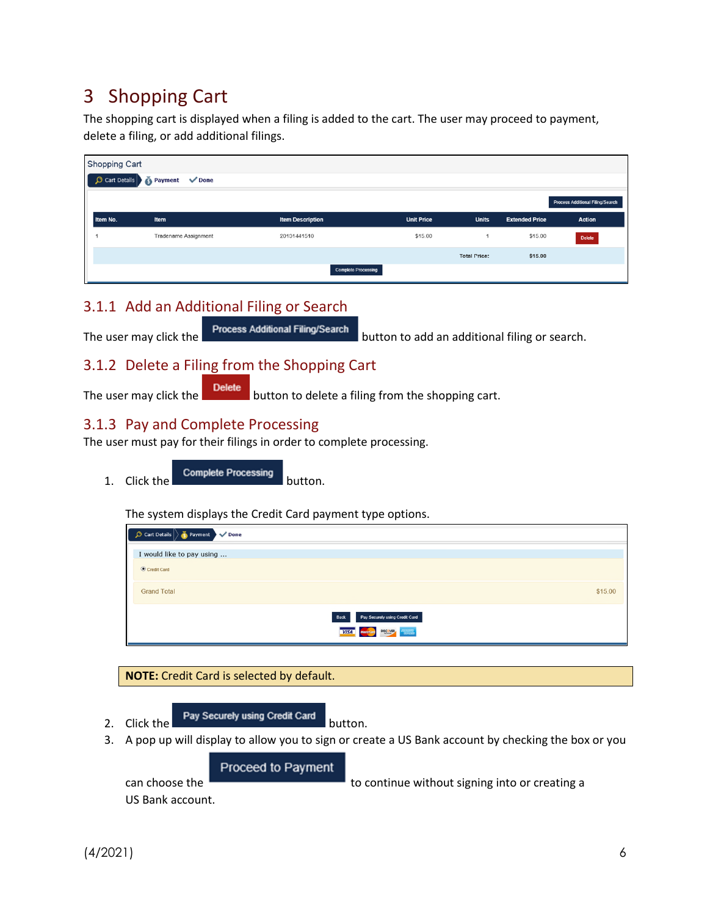# 3 Shopping Cart

The shopping cart is displayed when a filing is added to the cart. The user may proceed to payment, delete a filing, or add additional filings.

### 3.1.1 Add an Additional Filing or Search

The user may click the **Process Additional Filing/Search** button to add an additional filing or search.

### 3.1.2 Delete a Filing from the Shopping Cart

The user may click the **Delete** button to delete a filing from the shopping cart.

### 3.1.3 Pay and Complete Processing

The user must pay for their filings in order to complete processing.

1. Click the **Complete Processing** button.

   The system displays the Credit Card payment type options.

**NOTE:** Credit Card is selected by default.

2. Click the **Pay Securely using Credit Card** button.
3. A pop up will display to allow you to sign or create a US Bank account by checking the box or you can choose the **Proceed to Payment** to continue without signing into or creating a US Bank account.

(4/2021)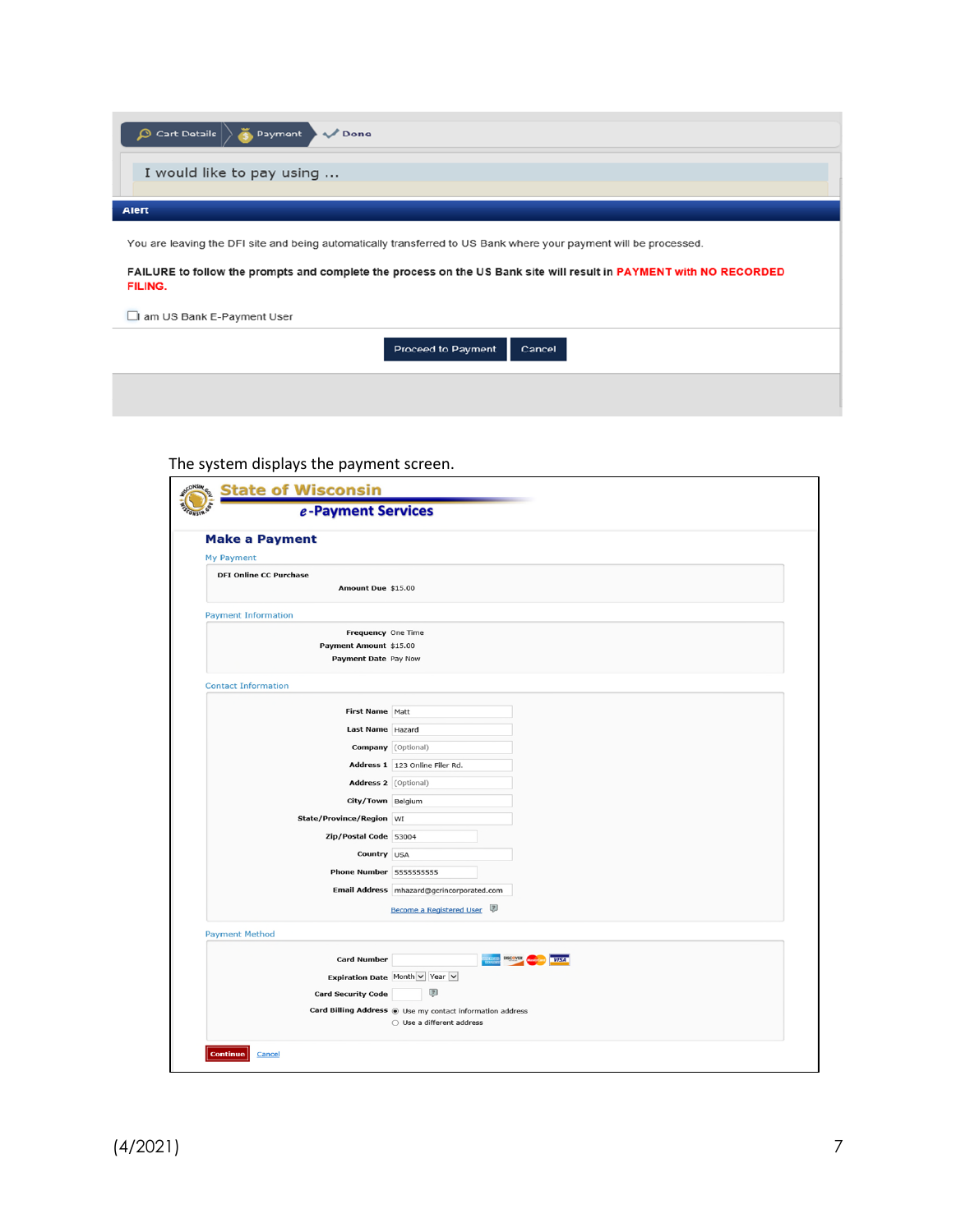Cart Details > Payment > Done

I would like to pay using ...

**Alert**

You are leaving the DFI site and being automatically transferred to US Bank where your payment will be processed.

**FAILURE to follow the prompts and complete the process on the US Bank site will result in PAYMENT with NO RECORDED FILING.**

☐ I am US Bank E-Payment User

[Proceed to Payment] [Cancel]

The system displays the payment screen.

**State of Wisconsin**
***e*-Payment Services**

## Make a Payment

My Payment

DFI Online CC Purchase

**Amount Due** $15.00

Payment Information

**Frequency** One Time
**Payment Amount** $15.00
**Payment Date** Pay Now

Contact Information

**First Name** Matt
**Last Name** Hazard
**Company** (Optional)
**Address 1** 123 Online Filer Rd.
**Address 2** (Optional)
**City/Town** Belgium
**State/Province/Region** WI
**Zip/Postal Code** 53004
**Country** USA
**Phone Number** 5555555555
**Email Address** mhazard@gcrincorporated.com

Become a Registered User

Payment Method

**Card Number**
**Expiration Date** Month Year
**Card Security Code**
**Card Billing Address** ◉ Use my contact information address ○ Use a different address

[Continue] Cancel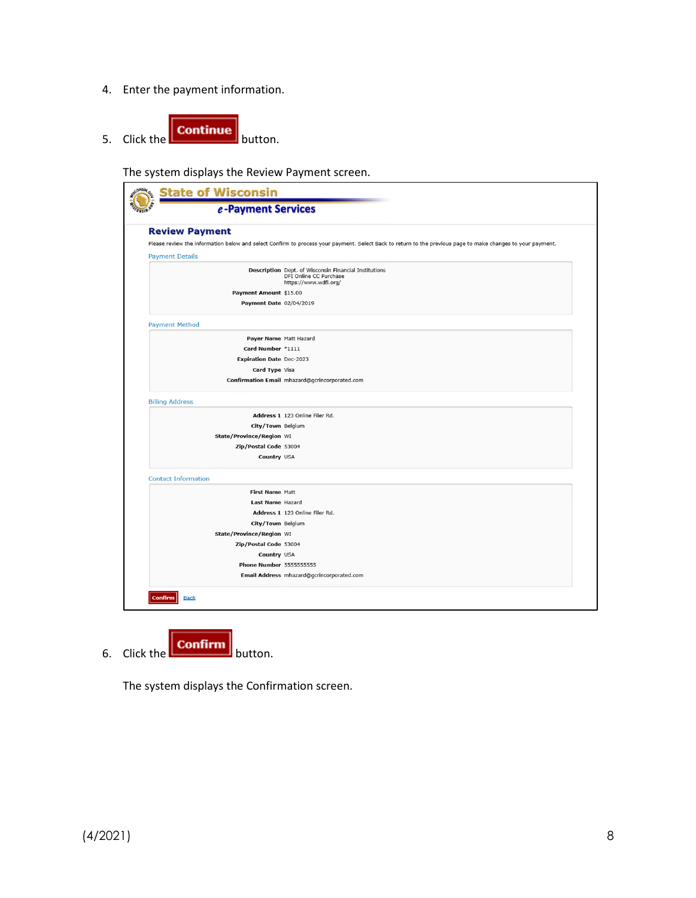4. Enter the payment information.

5. Click the **Continue** button.

   The system displays the Review Payment screen.

   **State of Wisconsin**
   *e*-**Payment Services**

   **Review Payment**

   Please review the information below and select Confirm to process your payment. Select Back to return to the previous page to make changes to your payment.

   Payment Details

   | | |
   |---|---|
   | **Description** | Dept. of Wisconsin Financial Institutions<br>DFI Online CC Purchase<br>https://www.wdfi.org/ |
   | **Payment Amount** | $15.00 |
   | **Payment Date** | 02/04/2019 |

   Payment Method

   | | |
   |---|---|
   | **Payer Name** | Matt Hazard |
   | **Card Number** | *1111 |
   | **Expiration Date** | Dec-2023 |
   | **Card Type** | Visa |
   | **Confirmation Email** | mhazard@gcrincorporated.com |

   Billing Address

   | | |
   |---|---|
   | **Address 1** | 123 Online Filer Rd. |
   | **City/Town** | Belgium |
   | **State/Province/Region** | WI |
   | **Zip/Postal Code** | 53004 |
   | **Country** | USA |

   Contact Information

   | | |
   |---|---|
   | **First Name** | Matt |
   | **Last Name** | Hazard |
   | **Address 1** | 123 Online Filer Rd. |
   | **City/Town** | Belgium |
   | **State/Province/Region** | WI |
   | **Zip/Postal Code** | 53004 |
   | **Country** | USA |
   | **Phone Number** | 5555555555 |
   | **Email Address** | mhazard@gcrincorporated.com |

   Confirm    Back

6. Click the **Confirm** button.

   The system displays the Confirmation screen.

(4/2021)